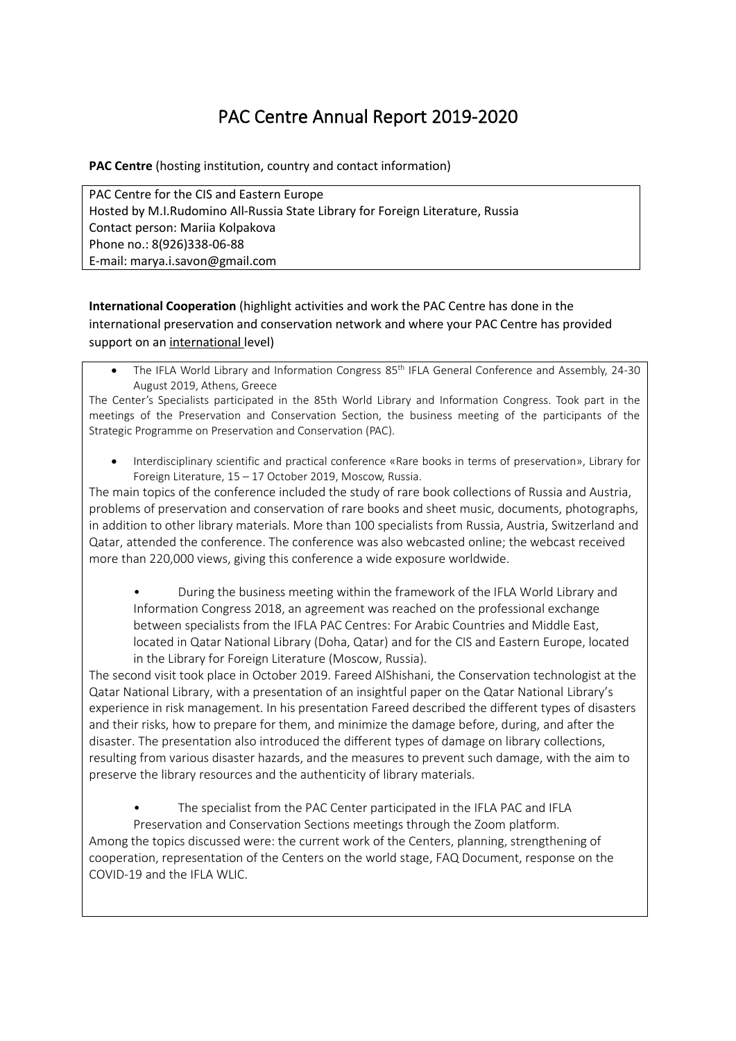# PAC Centre Annual Report 2019-2020

**PAC Centre** (hosting institution, country and contact information)

PAC Centre for the CIS and Eastern Europe
Hosted by M.I.Rudomino All-Russia State Library for Foreign Literature, Russia
Contact person: Mariia Kolpakova
Phone no.: 8(926)338-06-88
E-mail: marya.i.savon@gmail.com

**International Cooperation** (highlight activities and work the PAC Centre has done in the international preservation and conservation network and where your PAC Centre has provided support on an international level)

- The IFLA World Library and Information Congress 85th IFLA General Conference and Assembly, 24-30 August 2019, Athens, Greece

The Center's Specialists participated in the 85th World Library and Information Congress. Took part in the meetings of the Preservation and Conservation Section, the business meeting of the participants of the Strategic Programme on Preservation and Conservation (PAC).

- Interdisciplinary scientific and practical conference «Rare books in terms of preservation», Library for Foreign Literature, 15 – 17 October 2019, Moscow, Russia.

The main topics of the conference included the study of rare book collections of Russia and Austria, problems of preservation and conservation of rare books and sheet music, documents, photographs, in addition to other library materials. More than 100 specialists from Russia, Austria, Switzerland and Qatar, attended the conference. The conference was also webcasted online; the webcast received more than 220,000 views, giving this conference a wide exposure worldwide.

- During the business meeting within the framework of the IFLA World Library and Information Congress 2018, an agreement was reached on the professional exchange between specialists from the IFLA PAC Centres: For Arabic Countries and Middle East, located in Qatar National Library (Doha, Qatar) and for the CIS and Eastern Europe, located in the Library for Foreign Literature (Moscow, Russia).

The second visit took place in October 2019. Fareed AlShishani, the Conservation technologist at the Qatar National Library, with a presentation of an insightful paper on the Qatar National Library's experience in risk management. In his presentation Fareed described the different types of disasters and their risks, how to prepare for them, and minimize the damage before, during, and after the disaster. The presentation also introduced the different types of damage on library collections, resulting from various disaster hazards, and the measures to prevent such damage, with the aim to preserve the library resources and the authenticity of library materials.

- The specialist from the PAC Center participated in the IFLA PAC and IFLA Preservation and Conservation Sections meetings through the Zoom platform.

Among the topics discussed were: the current work of the Centers, planning, strengthening of cooperation, representation of the Centers on the world stage, FAQ Document, response on the COVID-19 and the IFLA WLIC.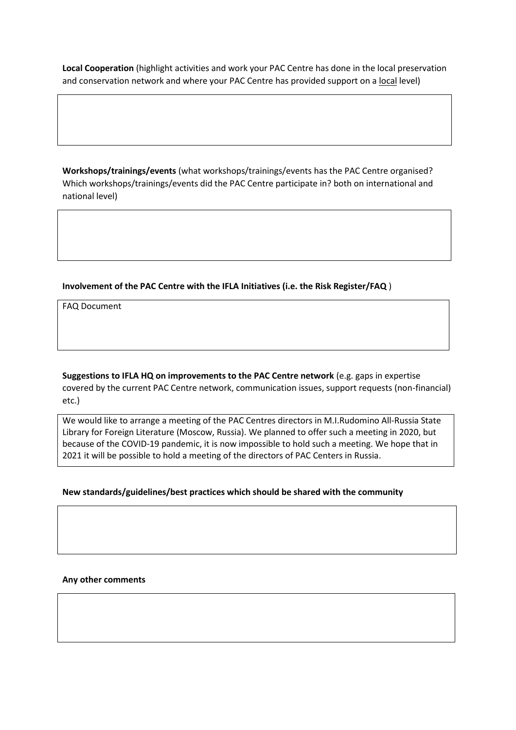**Local Cooperation** (highlight activities and work your PAC Centre has done in the local preservation and conservation network and where your PAC Centre has provided support on a local level)

**Workshops/trainings/events** (what workshops/trainings/events has the PAC Centre organised? Which workshops/trainings/events did the PAC Centre participate in? both on international and national level)

**Involvement of the PAC Centre with the IFLA Initiatives (i.e. the Risk Register/FAQ** )

FAQ Document

**Suggestions to IFLA HQ on improvements to the PAC Centre network** (e.g. gaps in expertise covered by the current PAC Centre network, communication issues, support requests (non-financial) etc.)

We would like to arrange a meeting of the PAC Centres directors in M.I.Rudomino All-Russia State Library for Foreign Literature (Moscow, Russia). We planned to offer such a meeting in 2020, but because of the COVID-19 pandemic, it is now impossible to hold such a meeting. We hope that in 2021 it will be possible to hold a meeting of the directors of PAC Centers in Russia.

**New standards/guidelines/best practices which should be shared with the community**

**Any other comments**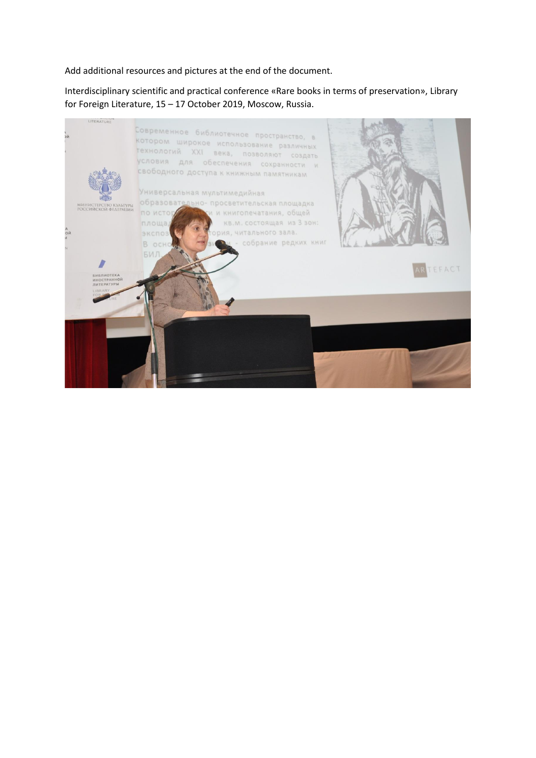Add additional resources and pictures at the end of the document.

Interdisciplinary scientific and practical conference «Rare books in terms of preservation», Library for Foreign Literature, 15 – 17 October 2019, Moscow, Russia.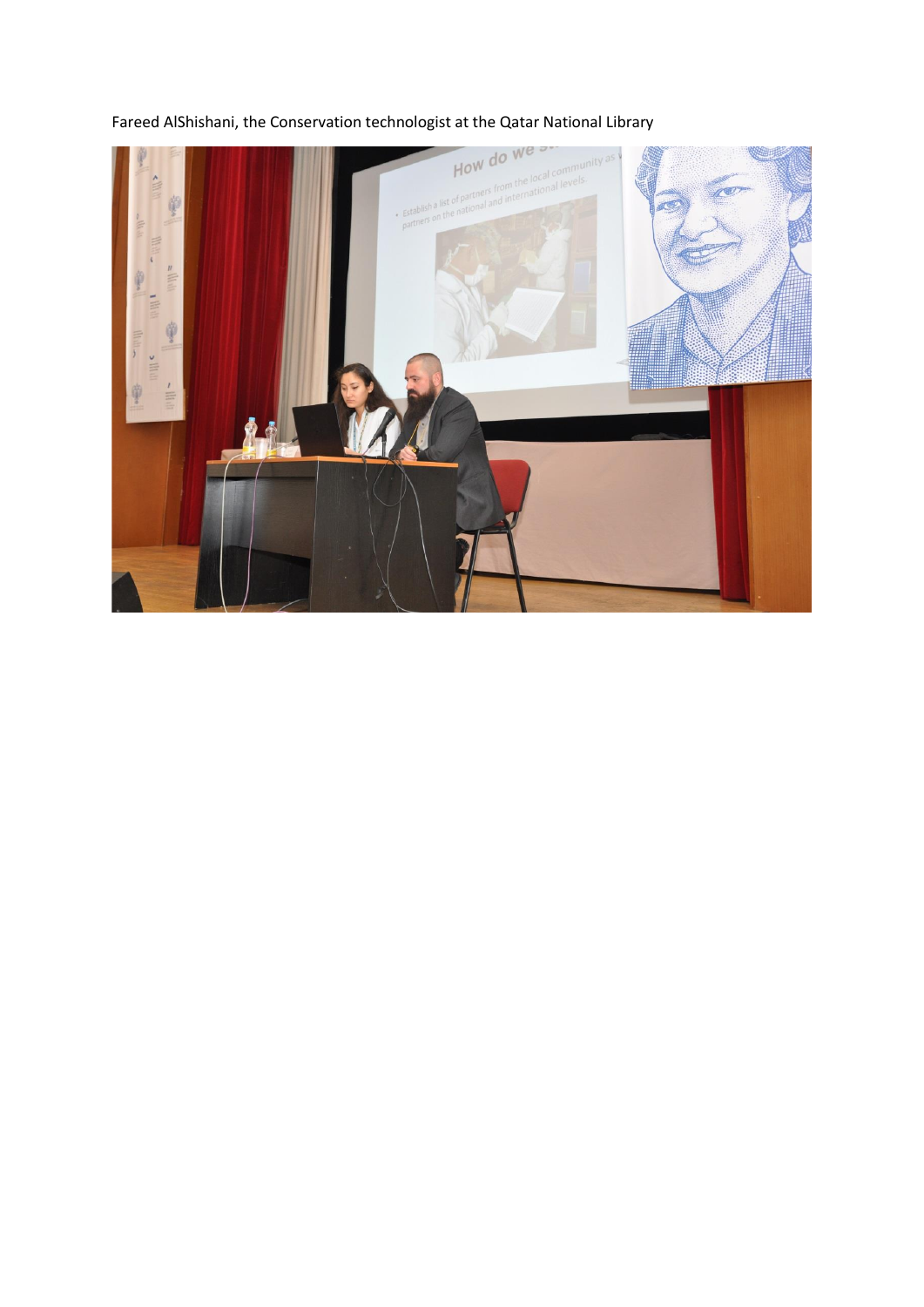Fareed AlShishani, the Conservation technologist at the Qatar National Library